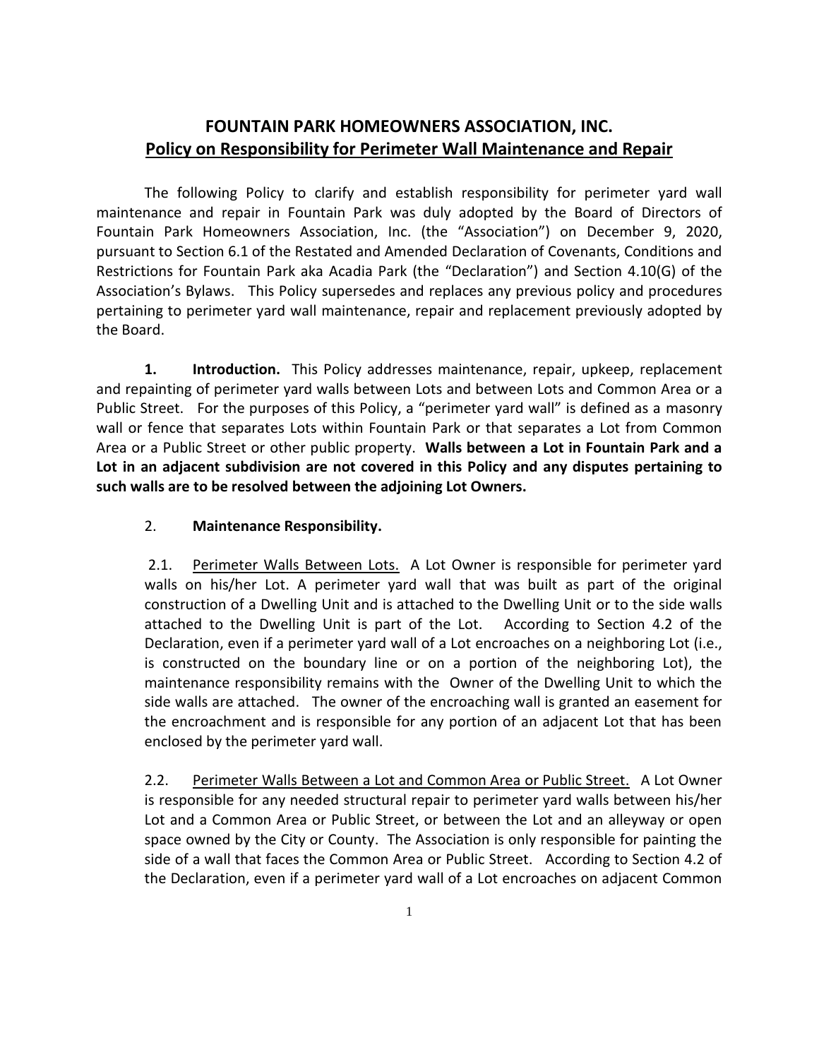# FOUNTAIN PARK HOMEOWNERS ASSOCIATION, INC.
## Policy on Responsibility for Perimeter Wall Maintenance and Repair

The following Policy to clarify and establish responsibility for perimeter yard wall maintenance and repair in Fountain Park was duly adopted by the Board of Directors of Fountain Park Homeowners Association, Inc. (the "Association") on December 9, 2020, pursuant to Section 6.1 of the Restated and Amended Declaration of Covenants, Conditions and Restrictions for Fountain Park aka Acadia Park (the "Declaration") and Section 4.10(G) of the Association's Bylaws. This Policy supersedes and replaces any previous policy and procedures pertaining to perimeter yard wall maintenance, repair and replacement previously adopted by the Board.

**1. Introduction.** This Policy addresses maintenance, repair, upkeep, replacement and repainting of perimeter yard walls between Lots and between Lots and Common Area or a Public Street. For the purposes of this Policy, a "perimeter yard wall" is defined as a masonry wall or fence that separates Lots within Fountain Park or that separates a Lot from Common Area or a Public Street or other public property. **Walls between a Lot in Fountain Park and a Lot in an adjacent subdivision are not covered in this Policy and any disputes pertaining to such walls are to be resolved between the adjoining Lot Owners.**

2. **Maintenance Responsibility.**

2.1. Perimeter Walls Between Lots. A Lot Owner is responsible for perimeter yard walls on his/her Lot. A perimeter yard wall that was built as part of the original construction of a Dwelling Unit and is attached to the Dwelling Unit or to the side walls attached to the Dwelling Unit is part of the Lot. According to Section 4.2 of the Declaration, even if a perimeter yard wall of a Lot encroaches on a neighboring Lot (i.e., is constructed on the boundary line or on a portion of the neighboring Lot), the maintenance responsibility remains with the Owner of the Dwelling Unit to which the side walls are attached. The owner of the encroaching wall is granted an easement for the encroachment and is responsible for any portion of an adjacent Lot that has been enclosed by the perimeter yard wall.

2.2. Perimeter Walls Between a Lot and Common Area or Public Street. A Lot Owner is responsible for any needed structural repair to perimeter yard walls between his/her Lot and a Common Area or Public Street, or between the Lot and an alleyway or open space owned by the City or County. The Association is only responsible for painting the side of a wall that faces the Common Area or Public Street. According to Section 4.2 of the Declaration, even if a perimeter yard wall of a Lot encroaches on adjacent Common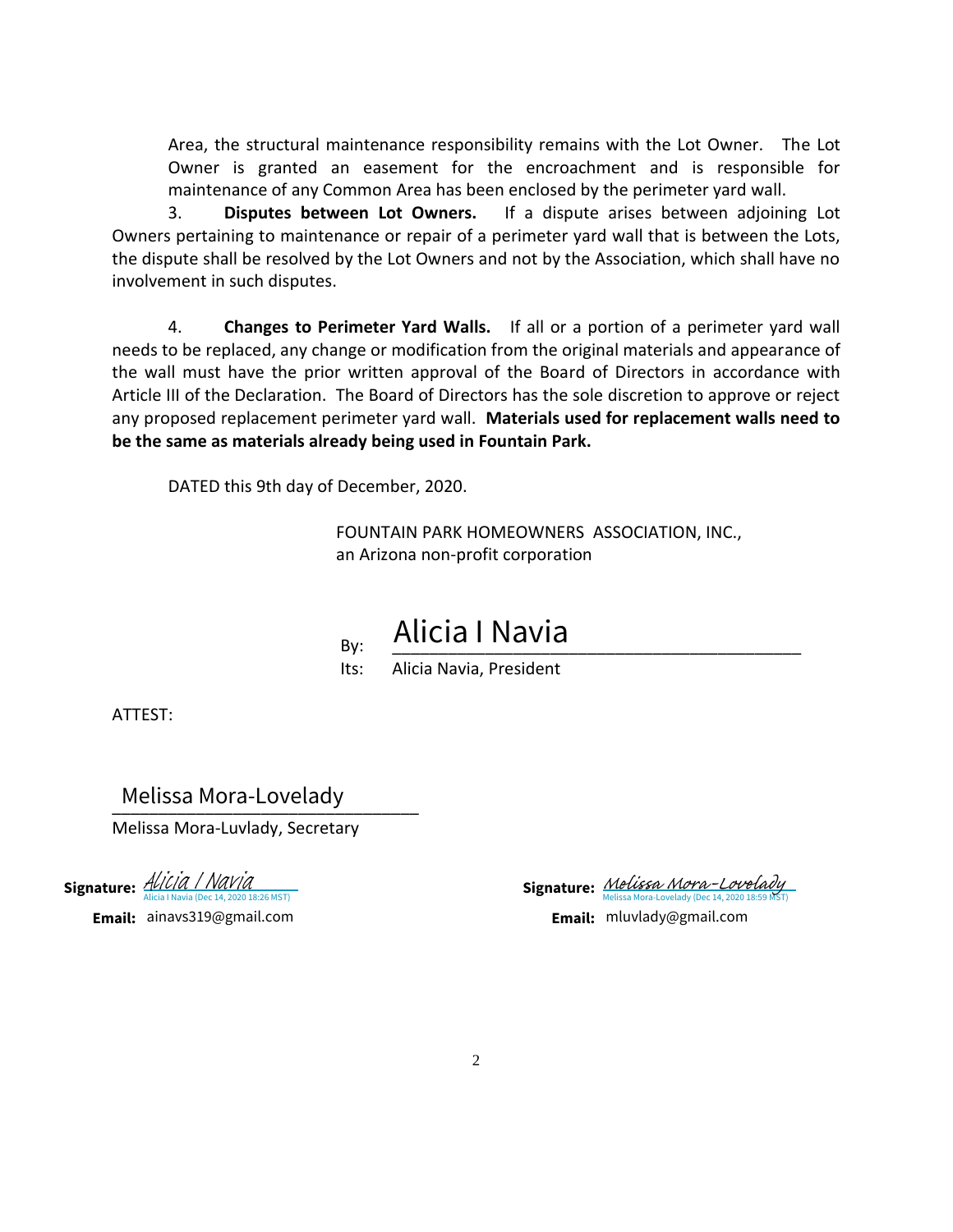Area, the structural maintenance responsibility remains with the Lot Owner. The Lot Owner is granted an easement for the encroachment and is responsible for maintenance of any Common Area has been enclosed by the perimeter yard wall.

3. **Disputes between Lot Owners.** If a dispute arises between adjoining Lot Owners pertaining to maintenance or repair of a perimeter yard wall that is between the Lots, the dispute shall be resolved by the Lot Owners and not by the Association, which shall have no involvement in such disputes.

4. **Changes to Perimeter Yard Walls.** If all or a portion of a perimeter yard wall needs to be replaced, any change or modification from the original materials and appearance of the wall must have the prior written approval of the Board of Directors in accordance with Article III of the Declaration. The Board of Directors has the sole discretion to approve or reject any proposed replacement perimeter yard wall. **Materials used for replacement walls need to be the same as materials already being used in Fountain Park.**

DATED this 9th day of December, 2020.

FOUNTAIN PARK HOMEOWNERS ASSOCIATION, INC.,
an Arizona non-profit corporation

By: Alicia I Navia
Its: Alicia Navia, President

ATTEST:

Melissa Mora-Lovelady
Melissa Mora-Luvlady, Secretary

**Signature:** Alicia I Navia
Alicia I Navia (Dec 14, 2020 18:26 MST)
**Email:** ainavs319@gmail.com

**Signature:** Melissa Mora-Lovelady
Melissa Mora-Lovelady (Dec 14, 2020 18:59 MST)
**Email:** mluvlady@gmail.com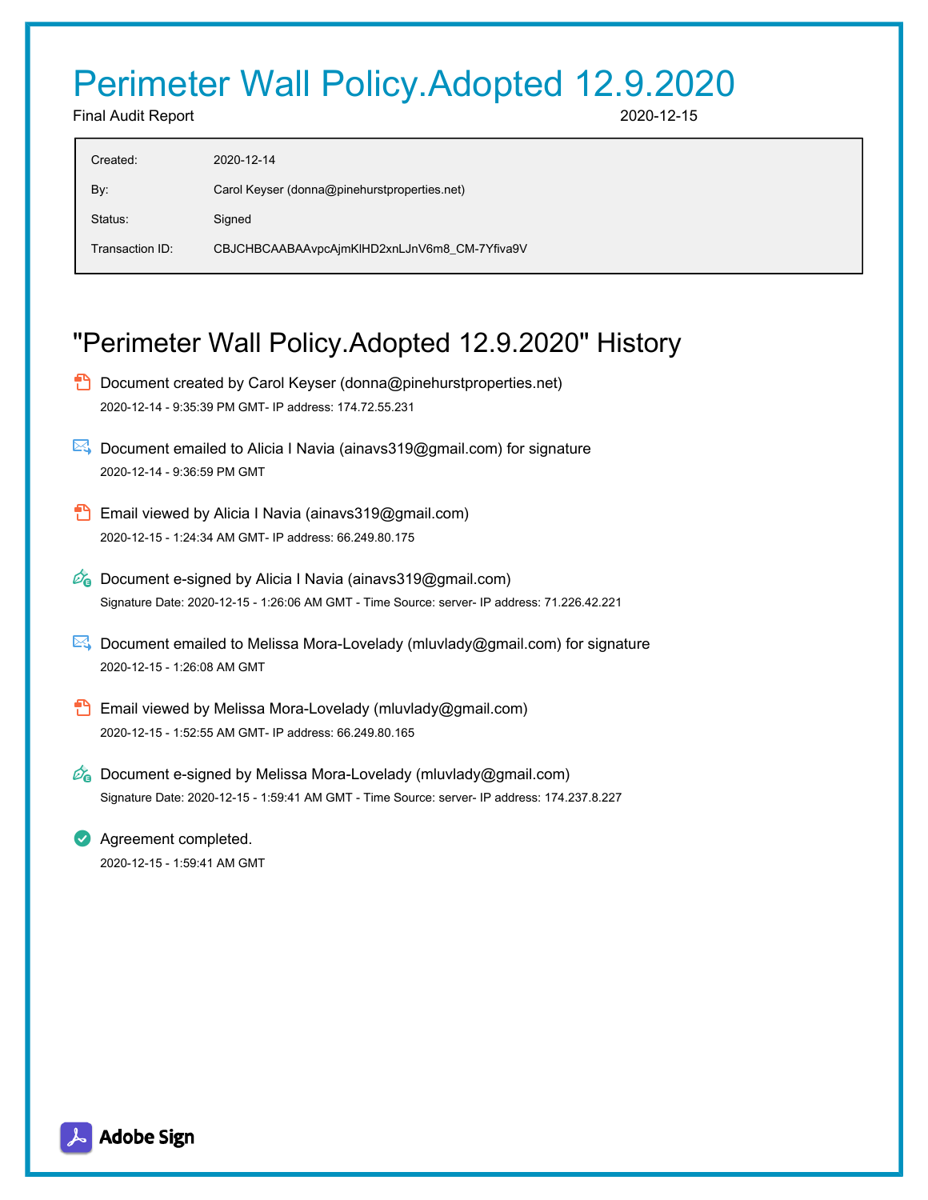# Perimeter Wall Policy.Adopted 12.9.2020

Final Audit Report 2020-12-15

| | |
|---|---|
| Created: | 2020-12-14 |
| By: | Carol Keyser (donna@pinehurstproperties.net) |
| Status: | Signed |
| Transaction ID: | CBJCHBCAABAAvpcAjmKlHD2xnLJnV6m8_CM-7Yfiva9V |

## "Perimeter Wall Policy.Adopted 12.9.2020" History

- Document created by Carol Keyser (donna@pinehurstproperties.net)
  2020-12-14 - 9:35:39 PM GMT- IP address: 174.72.55.231

- Document emailed to Alicia I Navia (ainavs319@gmail.com) for signature
  2020-12-14 - 9:36:59 PM GMT

- Email viewed by Alicia I Navia (ainavs319@gmail.com)
  2020-12-15 - 1:24:34 AM GMT- IP address: 66.249.80.175

- Document e-signed by Alicia I Navia (ainavs319@gmail.com)
  Signature Date: 2020-12-15 - 1:26:06 AM GMT - Time Source: server- IP address: 71.226.42.221

- Document emailed to Melissa Mora-Lovelady (mluvlady@gmail.com) for signature
  2020-12-15 - 1:26:08 AM GMT

- Email viewed by Melissa Mora-Lovelady (mluvlady@gmail.com)
  2020-12-15 - 1:52:55 AM GMT- IP address: 66.249.80.165

- Document e-signed by Melissa Mora-Lovelady (mluvlady@gmail.com)
  Signature Date: 2020-12-15 - 1:59:41 AM GMT - Time Source: server- IP address: 174.237.8.227

- Agreement completed.
  2020-12-15 - 1:59:41 AM GMT

Adobe Sign